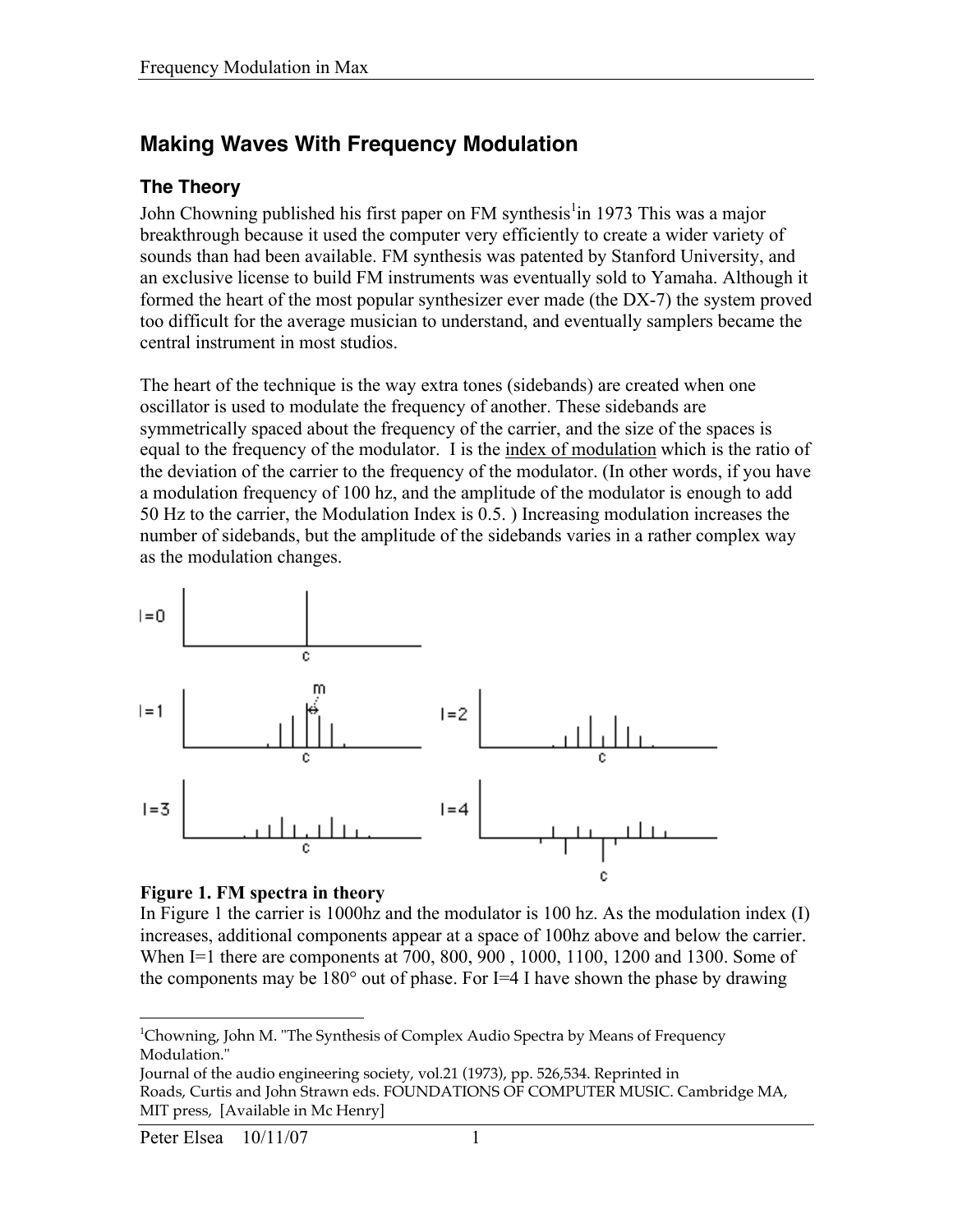# Making Waves With Frequency Modulation

## The Theory

John Chowning published his first paper on FM synthesis[1] in 1973 This was a major breakthrough because it used the computer very efficiently to create a wider variety of sounds than had been available. FM synthesis was patented by Stanford University, and an exclusive license to build FM instruments was eventually sold to Yamaha. Although it formed the heart of the most popular synthesizer ever made (the DX-7) the system proved too difficult for the average musician to understand, and eventually samplers became the central instrument in most studios.

The heart of the technique is the way extra tones (sidebands) are created when one oscillator is used to modulate the frequency of another. These sidebands are symmetrically spaced about the frequency of the carrier, and the size of the spaces is equal to the frequency of the modulator. I is the index of modulation which is the ratio of the deviation of the carrier to the frequency of the modulator. (In other words, if you have a modulation frequency of 100 hz, and the amplitude of the modulator is enough to add 50 Hz to the carrier, the Modulation Index is 0.5. ) Increasing modulation increases the number of sidebands, but the amplitude of the sidebands varies in a rather complex way as the modulation changes.

I=0
c
I=1
m
c
I=2
c
I=3
c
I=4
c

**Figure 1. FM spectra in theory**

In Figure 1 the carrier is 1000hz and the modulator is 100 hz. As the modulation index (I) increases, additional components appear at a space of 100hz above and below the carrier. When I=1 there are components at 700, 800, 900 , 1000, 1100, 1200 and 1300. Some of the components may be 180° out of phase. For I=4 I have shown the phase by drawing

---

[1] Chowning, John M. "The Synthesis of Complex Audio Spectra by Means of Frequency Modulation."
Journal of the audio engineering society, vol.21 (1973), pp. 526,534. Reprinted in Roads, Curtis and John Strawn eds. FOUNDATIONS OF COMPUTER MUSIC. Cambridge MA, MIT press, [Available in Mc Henry]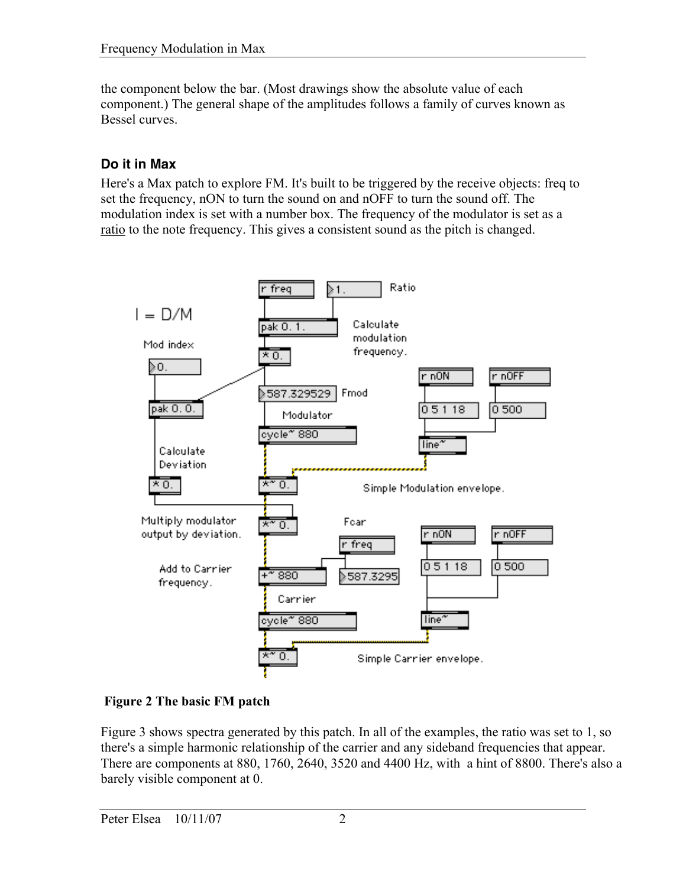the component below the bar. (Most drawings show the absolute value of each component.) The general shape of the amplitudes follows a family of curves known as Bessel curves.

### Do it in Max

Here's a Max patch to explore FM. It's built to be triggered by the receive objects: freq to set the frequency, nON to turn the sound on and nOFF to turn the sound off. The modulation index is set with a number box. The frequency of the modulator is set as a ratio to the note frequency. This gives a consistent sound as the pitch is changed.

I = D/M

Mod index

0.

pak 0. 0.

Calculate Deviation

* 0.

Multiply modulator output by deviation.

Add to Carrier frequency.

r freq

1.

Ratio

pak 0. 1.

Calculate modulation frequency.

* 0.

587.329529

Fmod

Modulator

cycle~ 880

r nON

r nOFF

0 5 1 18

0 500

line~

*~ 0.

Simple Modulation envelope.

*~ 0.

Fcar

r freq

+~ 880

587.3295

Carrier

cycle~ 880

r nON

r nOFF

0 5 1 18

0 500

line~

*~ 0.

Simple Carrier envelope.

**Figure 2 The basic FM patch**

Figure 3 shows spectra generated by this patch. In all of the examples, the ratio was set to 1, so there's a simple harmonic relationship of the carrier and any sideband frequencies that appear. There are components at 880, 1760, 2640, 3520 and 4400 Hz, with a hint of 8800. There's also a barely visible component at 0.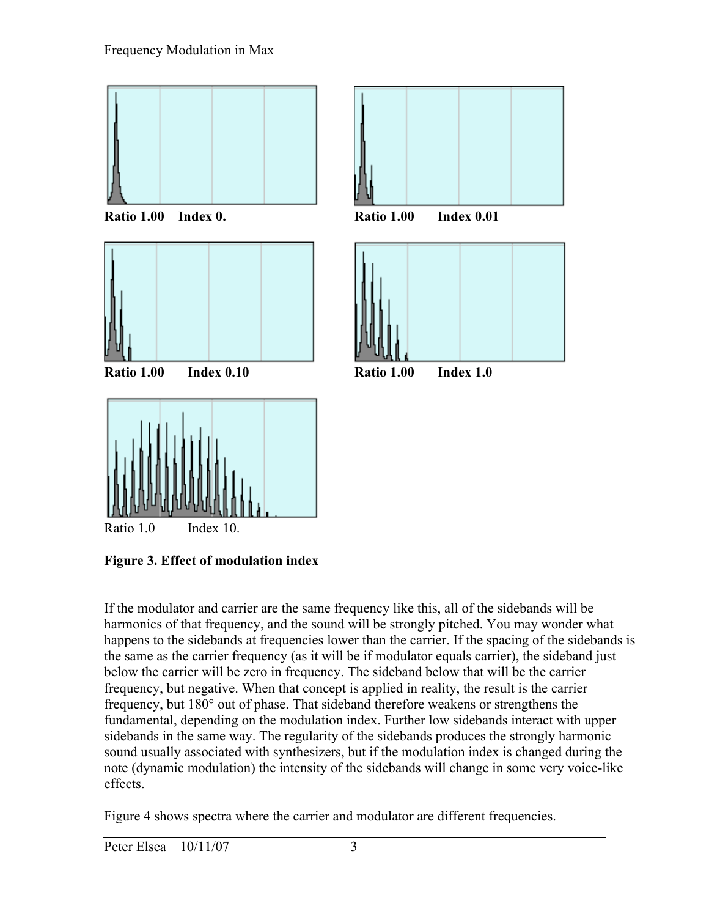Ratio 1.00 Index 0.

Ratio 1.00 Index 0.01

Ratio 1.00 Index 0.10

Ratio 1.00 Index 1.0

Ratio 1.0 Index 10.

**Figure 3. Effect of modulation index**

If the modulator and carrier are the same frequency like this, all of the sidebands will be harmonics of that frequency, and the sound will be strongly pitched. You may wonder what happens to the sidebands at frequencies lower than the carrier. If the spacing of the sidebands is the same as the carrier frequency (as it will be if modulator equals carrier), the sideband just below the carrier will be zero in frequency. The sideband below that will be the carrier frequency, but negative. When that concept is applied in reality, the result is the carrier frequency, but 180° out of phase. That sideband therefore weakens or strengthens the fundamental, depending on the modulation index. Further low sidebands interact with upper sidebands in the same way. The regularity of the sidebands produces the strongly harmonic sound usually associated with synthesizers, but if the modulation index is changed during the note (dynamic modulation) the intensity of the sidebands will change in some very voice-like effects.

Figure 4 shows spectra where the carrier and modulator are different frequencies.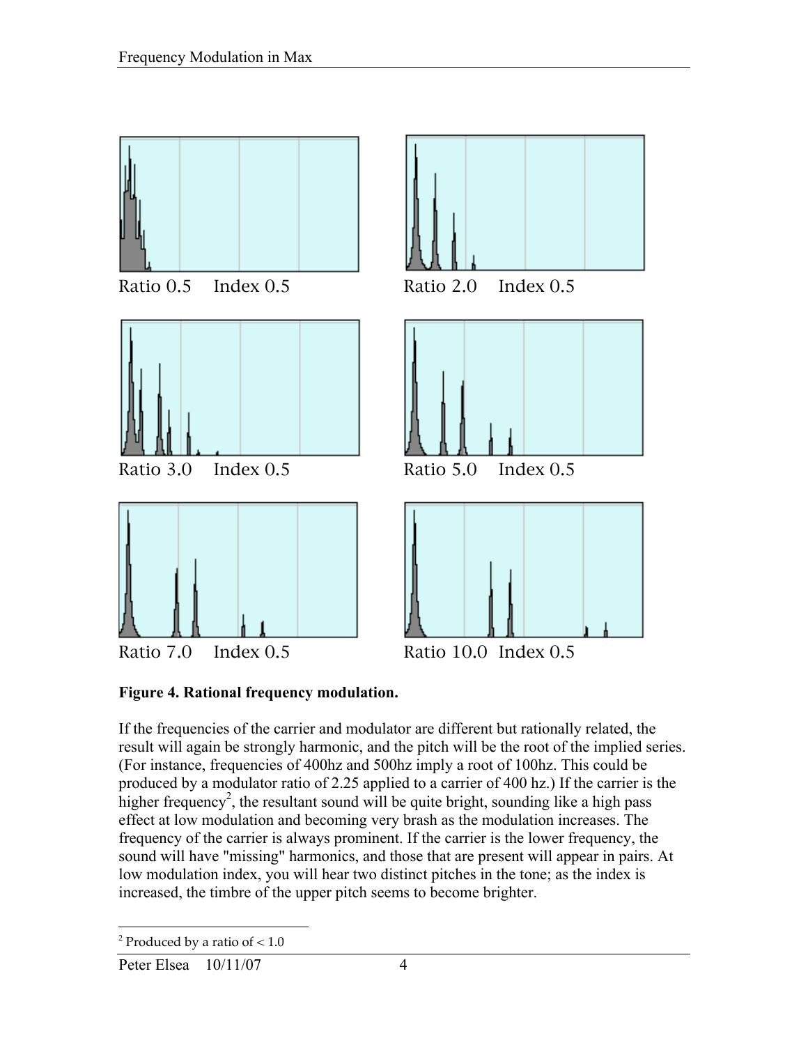Ratio 0.5 Index 0.5

Ratio 2.0 Index 0.5

Ratio 3.0 Index 0.5

Ratio 5.0 Index 0.5

Ratio 7.0 Index 0.5

Ratio 10.0 Index 0.5

**Figure 4. Rational frequency modulation.**

If the frequencies of the carrier and modulator are different but rationally related, the result will again be strongly harmonic, and the pitch will be the root of the implied series. (For instance, frequencies of 400hz and 500hz imply a root of 100hz. This could be produced by a modulator ratio of 2.25 applied to a carrier of 400 hz.) If the carrier is the higher frequency[2], the resultant sound will be quite bright, sounding like a high pass effect at low modulation and becoming very brash as the modulation increases. The frequency of the carrier is always prominent. If the carrier is the lower frequency, the sound will have "missing" harmonics, and those that are present will appear in pairs. At low modulation index, you will hear two distinct pitches in the tone; as the index is increased, the timbre of the upper pitch seems to become brighter.

[2] Produced by a ratio of < 1.0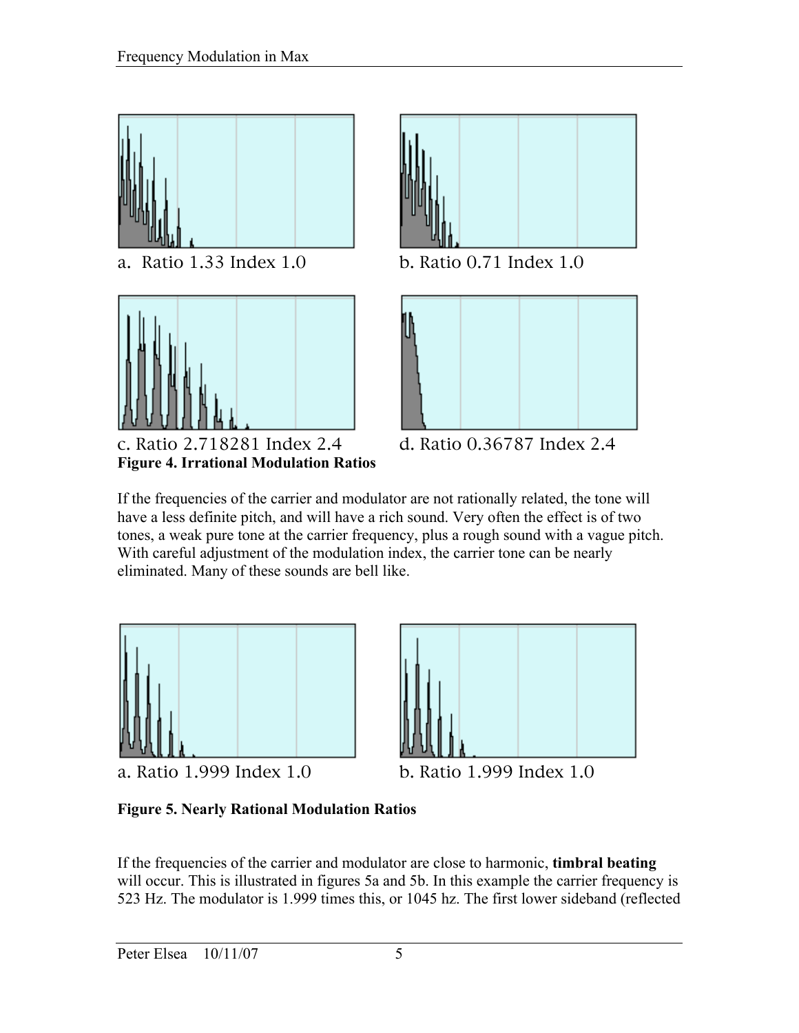a. Ratio 1.33 Index 1.0

b. Ratio 0.71 Index 1.0

c. Ratio 2.718281 Index 2.4

d. Ratio 0.36787 Index 2.4

**Figure 4. Irrational Modulation Ratios**

If the frequencies of the carrier and modulator are not rationally related, the tone will have a less definite pitch, and will have a rich sound. Very often the effect is of two tones, a weak pure tone at the carrier frequency, plus a rough sound with a vague pitch. With careful adjustment of the modulation index, the carrier tone can be nearly eliminated. Many of these sounds are bell like.

a. Ratio 1.999 Index 1.0

b. Ratio 1.999 Index 1.0

**Figure 5. Nearly Rational Modulation Ratios**

If the frequencies of the carrier and modulator are close to harmonic, **timbral beating** will occur. This is illustrated in figures 5a and 5b. In this example the carrier frequency is 523 Hz. The modulator is 1.999 times this, or 1045 hz. The first lower sideband (reflected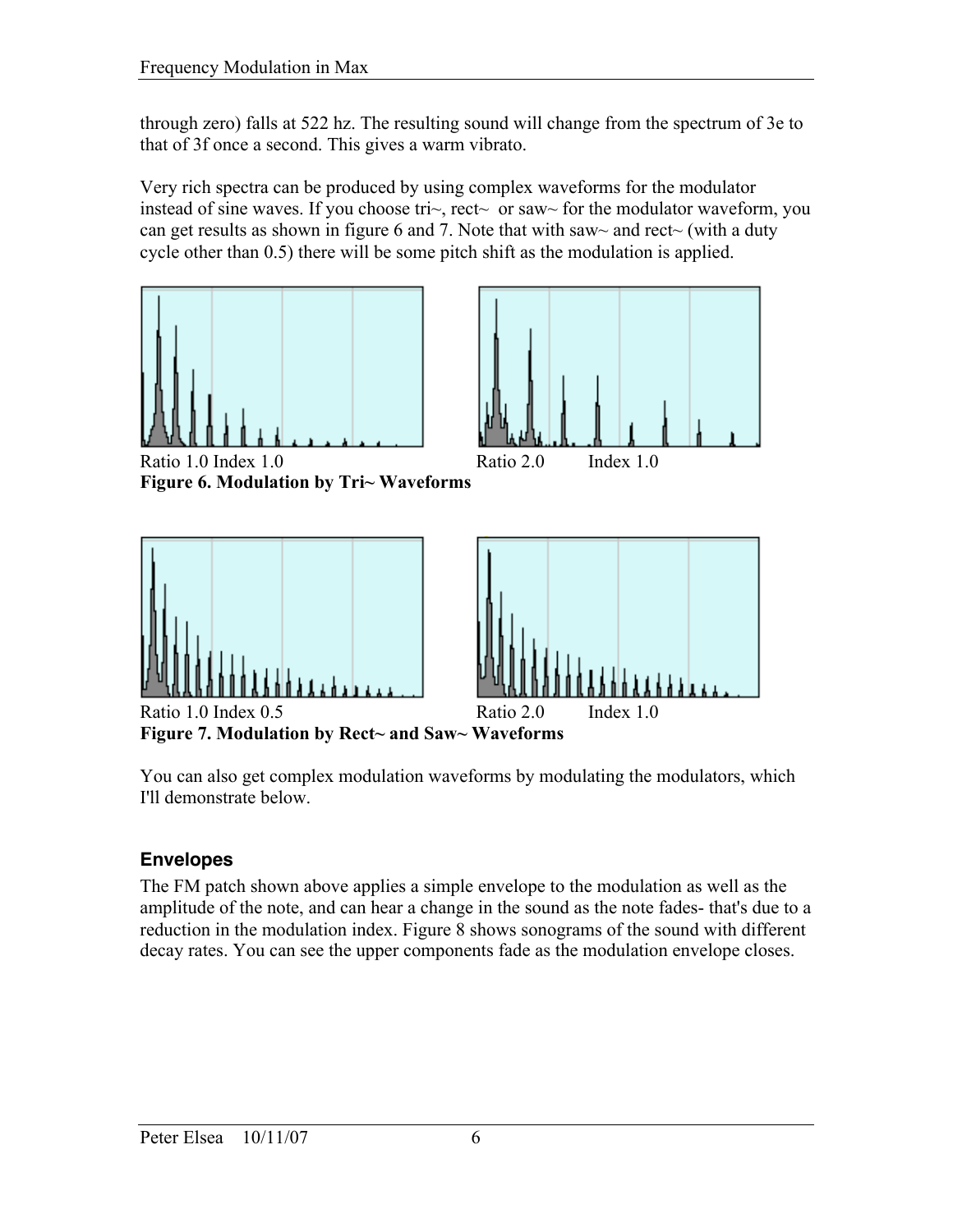through zero) falls at 522 hz. The resulting sound will change from the spectrum of 3e to that of 3f once a second. This gives a warm vibrato.

Very rich spectra can be produced by using complex waveforms for the modulator instead of sine waves. If you choose tri~, rect~ or saw~ for the modulator waveform, you can get results as shown in figure 6 and 7. Note that with saw~ and rect~ (with a duty cycle other than 0.5) there will be some pitch shift as the modulation is applied.

Ratio 1.0 Index 1.0

Ratio 2.0 Index 1.0

**Figure 6. Modulation by Tri~ Waveforms**

Ratio 1.0 Index 0.5

Ratio 2.0 Index 1.0

**Figure 7. Modulation by Rect~ and Saw~ Waveforms**

You can also get complex modulation waveforms by modulating the modulators, which I'll demonstrate below.

## Envelopes

The FM patch shown above applies a simple envelope to the modulation as well as the amplitude of the note, and can hear a change in the sound as the note fades- that's due to a reduction in the modulation index. Figure 8 shows sonograms of the sound with different decay rates. You can see the upper components fade as the modulation envelope closes.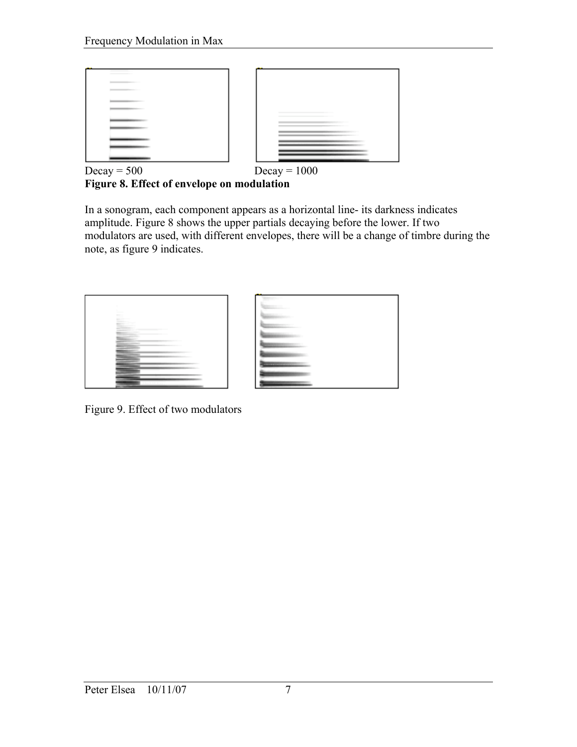Decay = 500

Decay = 1000

**Figure 8. Effect of envelope on modulation**

In a sonogram, each component appears as a horizontal line- its darkness indicates amplitude. Figure 8 shows the upper partials decaying before the lower. If two modulators are used, with different envelopes, there will be a change of timbre during the note, as figure 9 indicates.

Figure 9. Effect of two modulators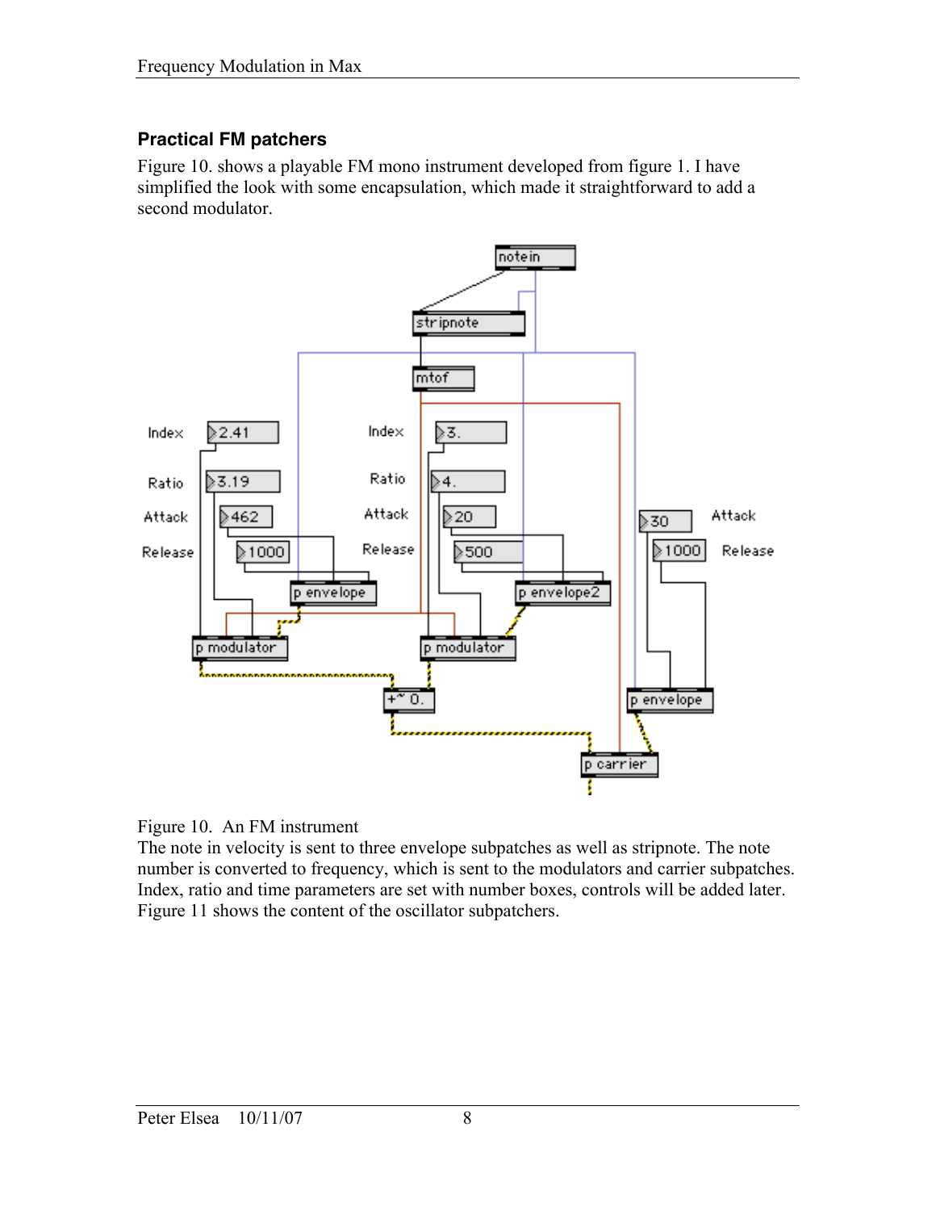## Practical FM patchers

Figure 10. shows a playable FM mono instrument developed from figure 1. I have simplified the look with some encapsulation, which made it straightforward to add a second modulator.

notein

stripnote

mtof

Index 2.41

Ratio 3.19

Attack 462

Release 1000

p envelope

p modulator

Index 3.

Ratio 4.

Attack 20

Release 500

p envelope2

p modulator

30 Attack

1000 Release

p envelope

+~ 0.

p carrier

Figure 10. An FM instrument

The note in velocity is sent to three envelope subpatches as well as stripnote. The note number is converted to frequency, which is sent to the modulators and carrier subpatches. Index, ratio and time parameters are set with number boxes, controls will be added later. Figure 11 shows the content of the oscillator subpatchers.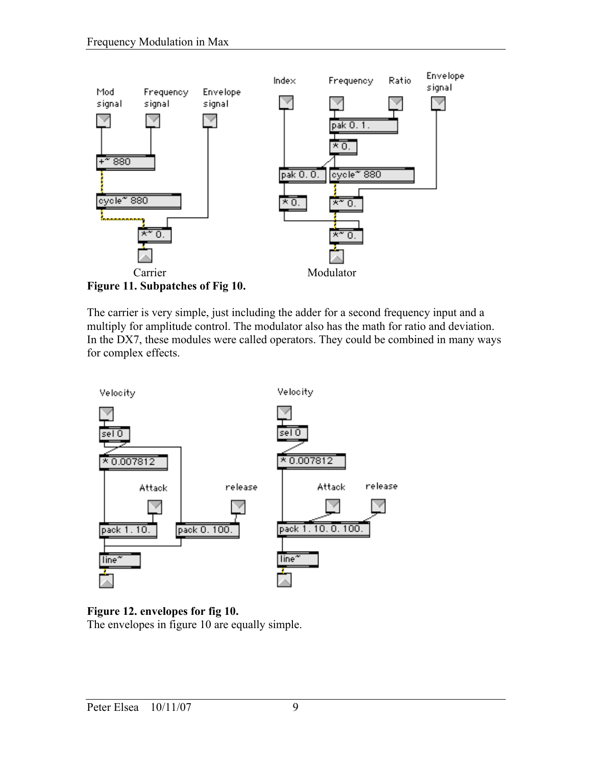Mod signal
Frequency signal
Envelope signal
+~ 880
cycle~ 880
*~ 0.

Index
Frequency
Ratio
Envelope signal
pak 0. 1.
* 0.
pak 0. 0.
cycle~ 880
* 0.
*~ 0.
*~ 0.

Carrier
Modulator

**Figure 11. Subpatches of Fig 10.**

The carrier is very simple, just including the adder for a second frequency input and a multiply for amplitude control. The modulator also has the math for ratio and deviation. In the DX7, these modules were called operators. They could be combined in many ways for complex effects.

Velocity
sel 0
* 0.007812
Attack
release
pack 1. 10.
pack 0. 100.
line~

Velocity
sel 0
* 0.007812
Attack
release
pack 1. 10. 0. 100.
line~

**Figure 12. envelopes for fig 10.**

The envelopes in figure 10 are equally simple.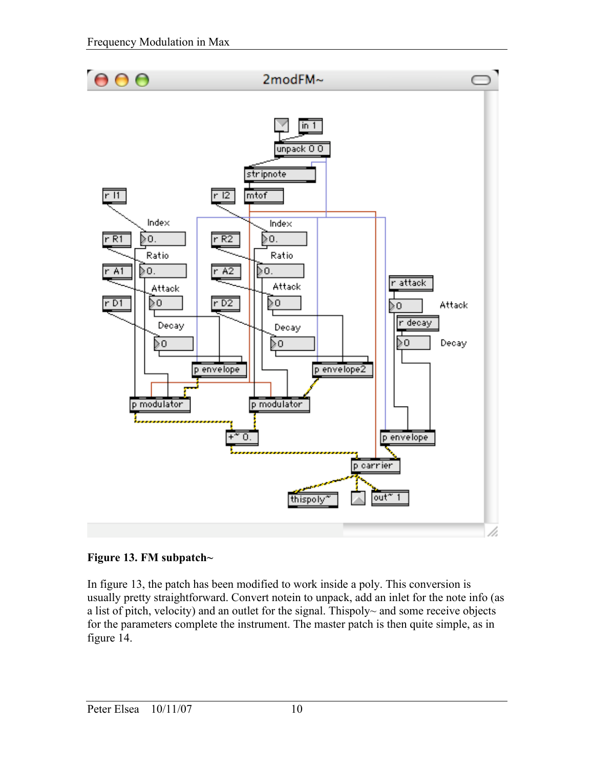**Figure 13. FM subpatch~**

In figure 13, the patch has been modified to work inside a poly. This conversion is usually pretty straightforward. Convert notein to unpack, add an inlet for the note info (as a list of pitch, velocity) and an outlet for the signal. Thispoly~ and some receive objects for the parameters complete the instrument. The master patch is then quite simple, as in figure 14.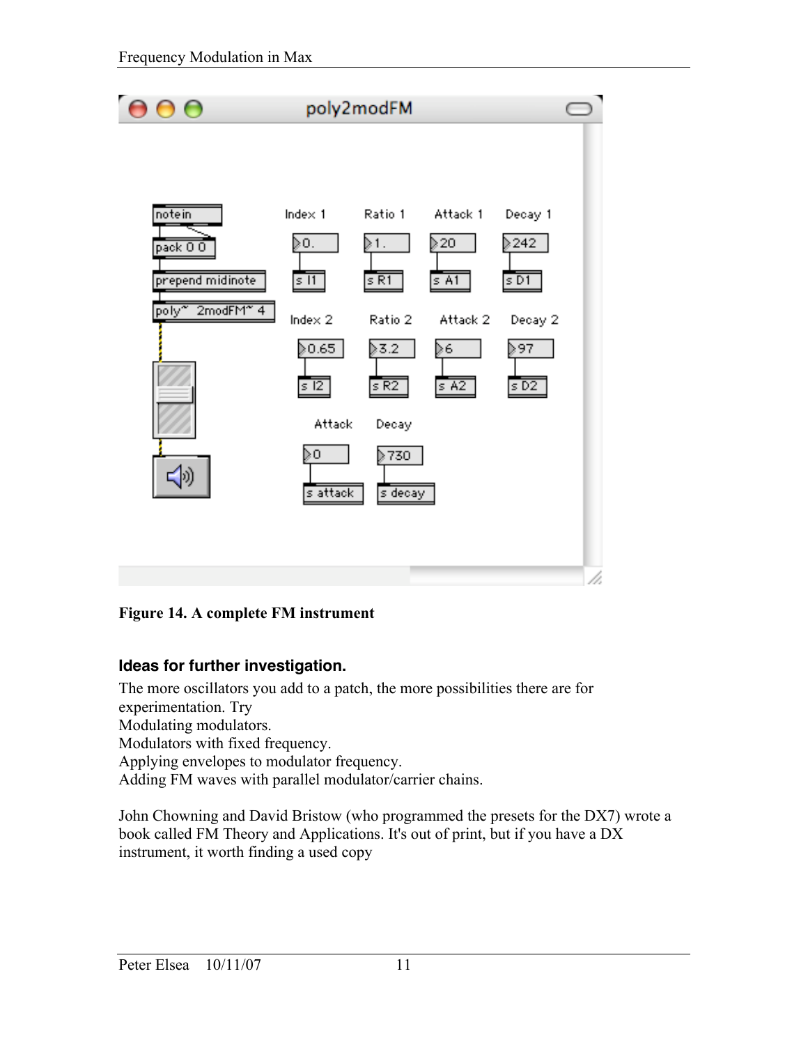Figure 14. A complete FM instrument

### Ideas for further investigation.

The more oscillators you add to a patch, the more possibilities there are for experimentation. Try
Modulating modulators.
Modulators with fixed frequency.
Applying envelopes to modulator frequency.
Adding FM waves with parallel modulator/carrier chains.

John Chowning and David Bristow (who programmed the presets for the DX7) wrote a book called FM Theory and Applications. It's out of print, but if you have a DX instrument, it worth finding a used copy